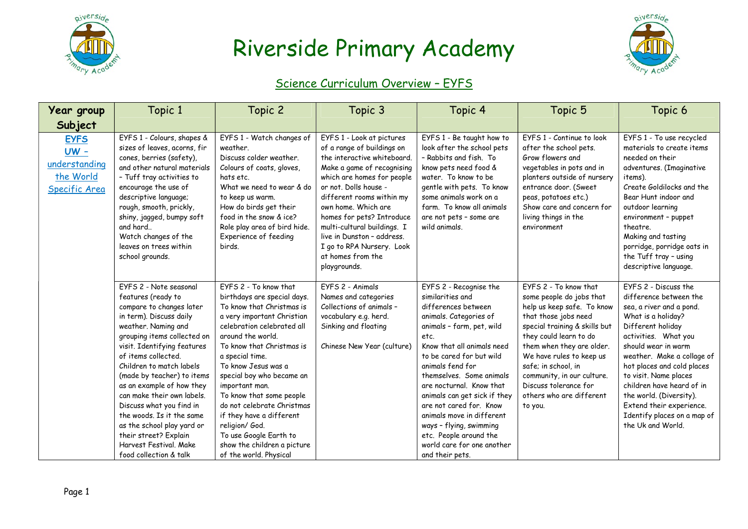# Riverside Primary Academy

## Science Curriculum Overview – EYFS

| Year group Subject | Topic 1 | Topic 2 | Topic 3 | Topic 4 | Topic 5 | Topic 6 |
|---|---|---|---|---|---|---|
| **EYFS UW – understanding the World Specific Area** | EYFS 1 - Colours, shapes & sizes of leaves, acorns, fir cones, berries (safety), and other natural materials – Tuff tray activities to encourage the use of descriptive language; rough, smooth, prickly, shiny, jagged, bumpy soft and hard.. Watch changes of the leaves on trees within school grounds. | EYFS 1 - Watch changes of weather. Discuss colder weather. Colours of coats, gloves, hats etc. What we need to wear & do to keep us warm. How do birds get their food in the snow & ice? Role play area of bird hide. Experience of feeding birds. | EYFS 1 - Look at pictures of a range of buildings on the interactive whiteboard. Make a game of recognising which are homes for people or not. Dolls house - different rooms within my own home. Which are homes for pets? Introduce multi-cultural buildings. I live in Dunston – address. I go to RPA Nursery. Look at homes from the playgrounds. | EYFS 1 - Be taught how to look after the school pets – Rabbits and fish. To know pets need food & water. To know to be gentle with pets. To know some animals work on a farm. To know all animals are not pets – some are wild animals. | EYFS 1 - Continue to look after the school pets. Grow flowers and vegetables in pots and in planters outside of nursery entrance door. (Sweet peas, potatoes etc.) Show care and concern for living things in the environment | EYFS 1 - To use recycled materials to create items needed on their adventures. (Imaginative items). Create Goldilocks and the Bear Hunt indoor and outdoor learning environment – puppet theatre. Making and tasting porridge, porridge oats in the Tuff tray – using descriptive language. |
| | EYFS 2 - Note seasonal features (ready to compare to changes later in term). Discuss daily weather. Naming and grouping items collected on visit. Identifying features of items collected. Children to match labels (made by teacher) to items as an example of how they can make their own labels. Discuss what you find in the woods. Is it the same as the school play yard or their street? Explain Harvest Festival. Make food collection & talk | EYFS 2 - To know that birthdays are special days. To know that Christmas is a very important Christian celebration celebrated all around the world. To know that Christmas is a special time. To know Jesus was a special boy who became an important man. To know that some people do not celebrate Christmas if they have a different religion/ God. To use Google Earth to show the children a picture of the world. Physical | EYFS 2 - Animals Names and categories Collections of animals – vocabulary e.g. herd. Sinking and floating<br><br>Chinese New Year (culture) | EYFS 2 - Recognise the similarities and differences between animals. Categories of animals – farm, pet, wild etc. Know that all animals need to be cared for but wild animals fend for themselves. Some animals are nocturnal. Know that animals can get sick if they are not cared for. Know animals move in different ways – flying, swimming etc. People around the world care for one another and their pets. | EYFS 2 - To know that some people do jobs that help us keep safe. To know that those jobs need special training & skills but they could learn to do them when they are older. We have rules to keep us safe; in school, in community, in our culture. Discuss tolerance for others who are different to you. | EYFS 2 - Discuss the difference between the sea, a river and a pond. What is a holiday? Different holiday activities. What you should wear in warm weather. Make a collage of hot places and cold places to visit. Name places children have heard of in the world. (Diversity). Extend their experience. Identify places on a map of the Uk and World. |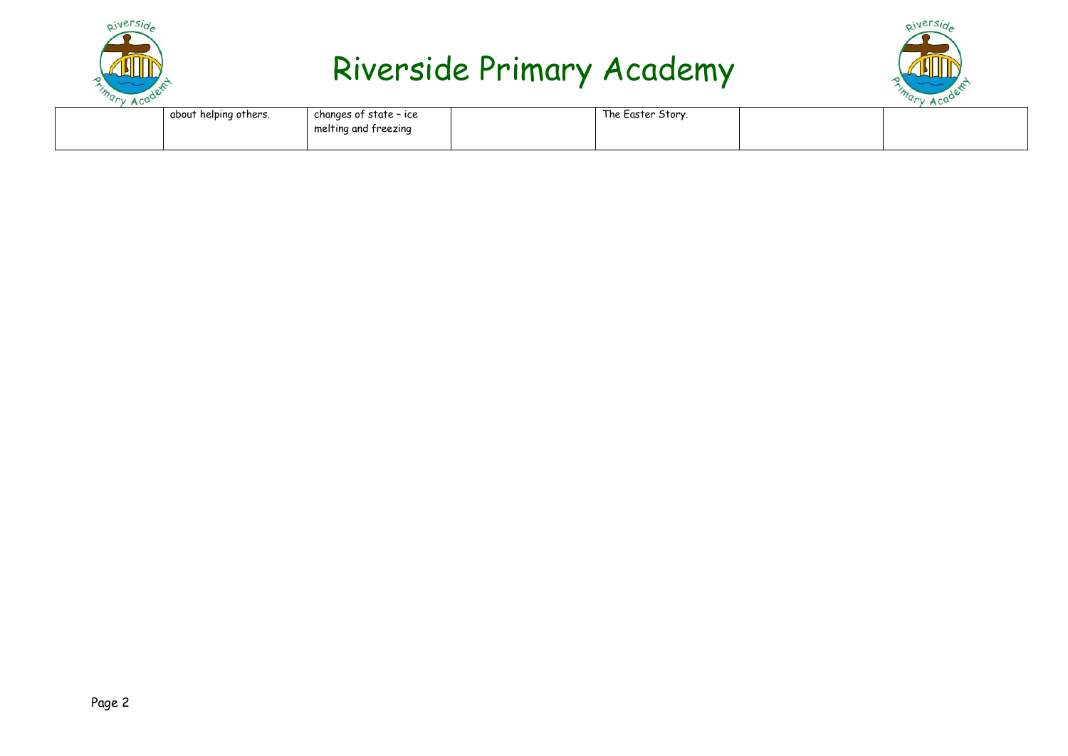# Riverside Primary Academy

| | | | | | | |
|---|---|---|---|---|---|---|
| | about helping others. | changes of state – ice melting and freezing | | The Easter Story. | | |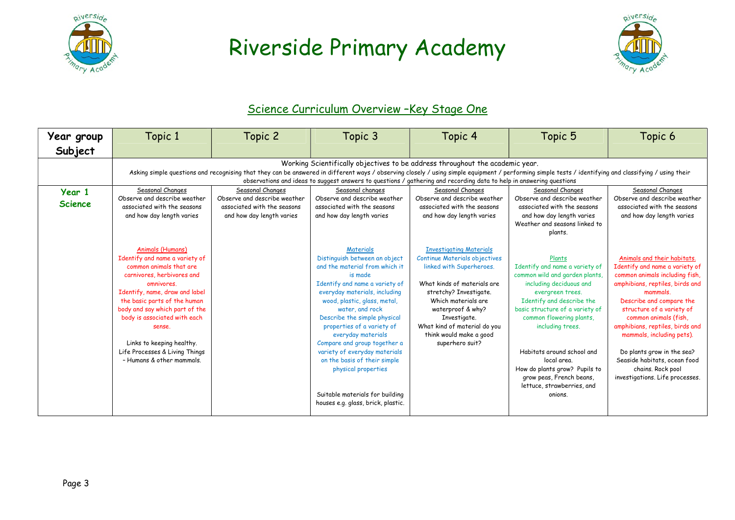# Riverside Primary Academy

## Science Curriculum Overview –Key Stage One

| Year group Subject | Topic 1 | Topic 2 | Topic 3 | Topic 4 | Topic 5 | Topic 6 |
|---|---|---|---|---|---|---|
| | Working Scientifically objectives to be address throughout the academic year. Asking simple questions and recognising that they can be answered in different ways / observing closely / using simple equipment / performing simple tests / identifying and classifying / using their observations and ideas to suggest answers to questions / gathering and recording data to help in answering questions | | | | | |
| **Year 1 Science** | Seasonal Changes<br>Observe and describe weather associated with the seasons and how day length varies<br><br>Animals (Humans)<br>Identify and name a variety of common animals that are carnivores, herbivores and omnivores.<br>Identify, name, draw and label the basic parts of the human body and say which part of the body is associated with each sense.<br><br>Links to keeping healthy.<br>Life Processes & Living Things – Humans & other mammals. | Seasonal Changes<br>Observe and describe weather associated with the seasons and how day length varies | Seasonal changes<br>Observe and describe weather associated with the seasons and how day length varies<br><br>Materials<br>Distinguish between an object and the material from which it is made<br>Identify and name a variety of everyday materials, including wood, plastic, glass, metal, water, and rock<br>Describe the simple physical properties of a variety of everyday materials<br>Compare and group together a variety of everyday materials on the basis of their simple physical properties<br><br>Suitable materials for building houses e.g. glass, brick, plastic. | Seasonal Changes<br>Observe and describe weather associated with the seasons and how day length varies<br><br>Investigating Materials<br>Continue Materials objectives linked with Superheroes.<br><br>What kinds of materials are stretchy? Investigate.<br>Which materials are waterproof & why? Investigate.<br>What kind of material do you think would make a good superhero suit? | Seasonal Changes<br>Observe and describe weather associated with the seasons and how day length varies<br>Weather and seasons linked to plants.<br><br>Plants<br>Identify and name a variety of common wild and garden plants, including deciduous and evergreen trees.<br>Identify and describe the basic structure of a variety of common flowering plants, including trees.<br><br>Habitats around school and local area.<br>How do plants grow? Pupils to grow peas, French beans, lettuce, strawberries, and onions. | Seasonal Changes<br>Observe and describe weather associated with the seasons and how day length varies<br><br>Animals and their habitats.<br>Identify and name a variety of common animals including fish, amphibians, reptiles, birds and mammals.<br>Describe and compare the structure of a variety of common animals (fish, amphibians, reptiles, birds and mammals, including pets).<br><br>Do plants grow in the sea? Seaside habitats, ocean food chains. Rock pool investigations. Life processes. |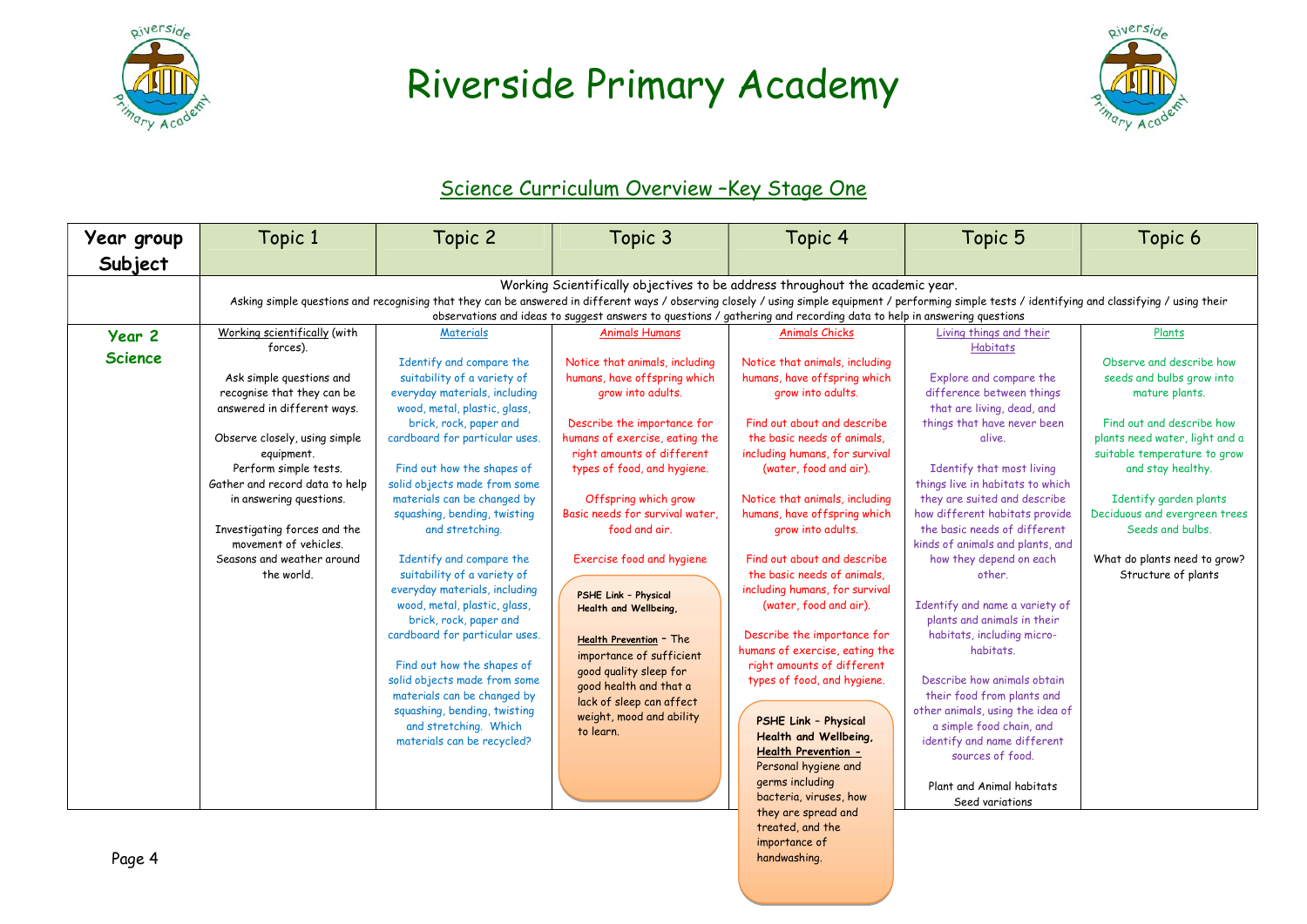# Riverside Primary Academy

## Science Curriculum Overview –Key Stage One

| Year group Subject | Topic 1 | Topic 2 | Topic 3 | Topic 4 | Topic 5 | Topic 6 |
|---|---|---|---|---|---|---|
| | Working Scientifically objectives to be address throughout the academic year. Asking simple questions and recognising that they can be answered in different ways / observing closely / using simple equipment / performing simple tests / identifying and classifying / using their observations and ideas to suggest answers to questions / gathering and recording data to help in answering questions | | | | | |
| **Year 2 Science** | Working scientifically (with forces).<br><br>Ask simple questions and recognise that they can be answered in different ways.<br><br>Observe closely, using simple equipment.<br>Perform simple tests.<br>Gather and record data to help in answering questions.<br><br>Investigating forces and the movement of vehicles.<br>Seasons and weather around the world. | Materials<br><br>Identify and compare the suitability of a variety of everyday materials, including wood, metal, plastic, glass, brick, rock, paper and cardboard for particular uses.<br><br>Find out how the shapes of solid objects made from some materials can be changed by squashing, bending, twisting and stretching.<br><br>Identify and compare the suitability of a variety of everyday materials, including wood, metal, plastic, glass, brick, rock, paper and cardboard for particular uses.<br><br>Find out how the shapes of solid objects made from some materials can be changed by squashing, bending, twisting and stretching. Which materials can be recycled? | Animals Humans<br><br>Notice that animals, including humans, have offspring which grow into adults.<br><br>Describe the importance for humans of exercise, eating the right amounts of different types of food, and hygiene.<br><br>Offspring which grow<br>Basic needs for survival water, food and air.<br><br>Exercise food and hygiene<br><br>**PSHE Link – Physical Health and Wellbeing,**<br><br>**Health Prevention** – The importance of sufficient good quality sleep for good health and that a lack of sleep can affect weight, mood and ability to learn. | Animals Chicks<br><br>Notice that animals, including humans, have offspring which grow into adults.<br><br>Find out about and describe the basic needs of animals, including humans, for survival (water, food and air).<br><br>Notice that animals, including humans, have offspring which grow into adults.<br><br>Find out about and describe the basic needs of animals, including humans, for survival (water, food and air).<br><br>Describe the importance for humans of exercise, eating the right amounts of different types of food, and hygiene.<br><br>**PSHE Link – Physical Health and Wellbeing, Health Prevention –** Personal hygiene and germs including bacteria, viruses, how they are spread and treated, and the importance of handwashing. | Living things and their Habitats<br><br>Explore and compare the difference between things that are living, dead, and things that have never been alive.<br><br>Identify that most living things live in habitats to which they are suited and describe how different habitats provide the basic needs of different kinds of animals and plants, and how they depend on each other.<br><br>Identify and name a variety of plants and animals in their habitats, including micro-habitats.<br><br>Describe how animals obtain their food from plants and other animals, using the idea of a simple food chain, and identify and name different sources of food.<br><br>Plant and Animal habitats<br>Seed variations | Plants<br><br>Observe and describe how seeds and bulbs grow into mature plants.<br><br>Find out and describe how plants need water, light and a suitable temperature to grow and stay healthy.<br><br>Identify garden plants<br>Deciduous and evergreen trees<br>Seeds and bulbs.<br><br>What do plants need to grow?<br>Structure of plants |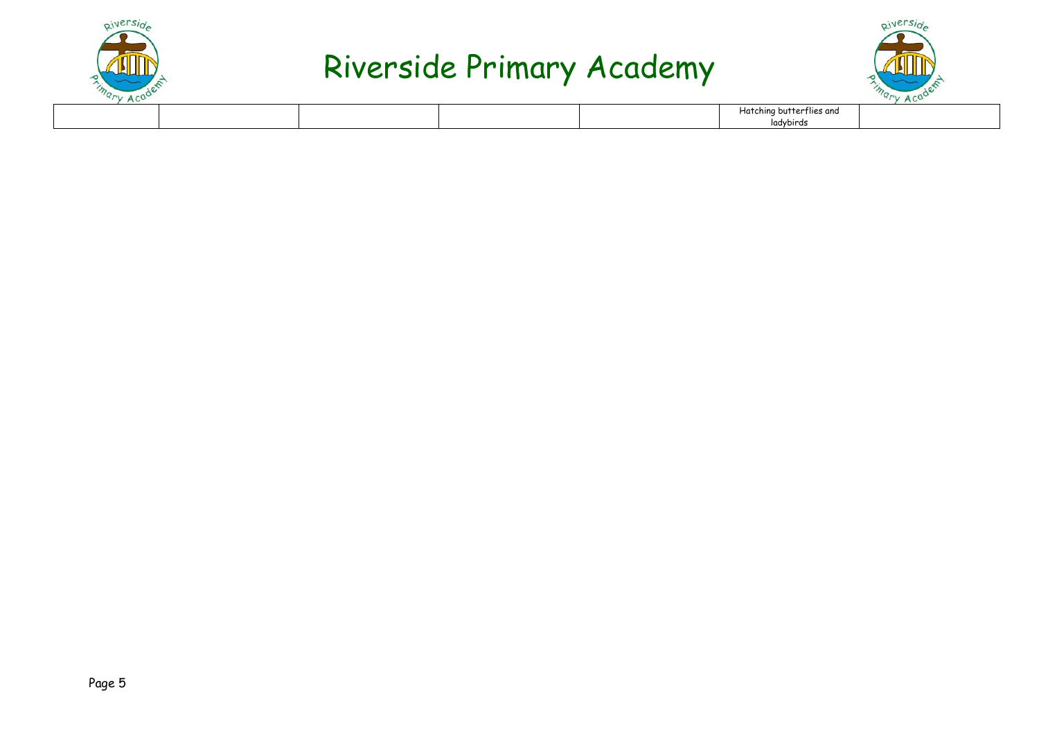# Riverside Primary Academy

| | | | | | | |
|---|---|---|---|---|---|---|
| | | | | | Hatching butterflies and ladybirds | |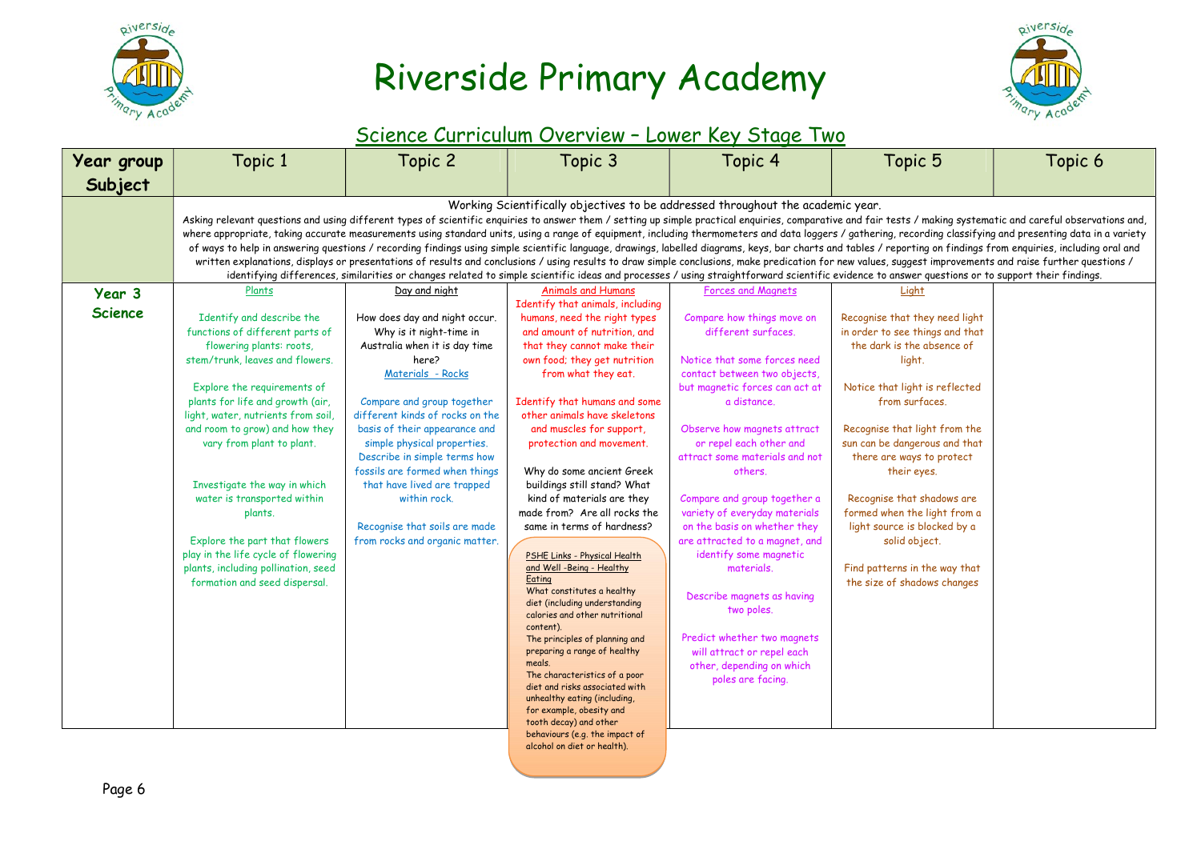# Riverside Primary Academy

## Science Curriculum Overview – Lower Key Stage Two

| Year group Subject | Topic 1 | Topic 2 | Topic 3 | Topic 4 | Topic 5 | Topic 6 |
|---|---|---|---|---|---|---|
| | Working Scientifically objectives to be addressed throughout the academic year. Asking relevant questions and using different types of scientific enquiries to answer them / setting up simple practical enquiries, comparative and fair tests / making systematic and careful observations and, where appropriate, taking accurate measurements using standard units, using a range of equipment, including thermometers and data loggers / gathering, recording classifying and presenting data in a variety of ways to help in answering questions / recording findings using simple scientific language, drawings, labelled diagrams, keys, bar charts and tables / reporting on findings from enquiries, including oral and written explanations, displays or presentations of results and conclusions / using results to draw simple conclusions, make predication for new values, suggest improvements and raise further questions / identifying differences, similarities or changes related to simple scientific ideas and processes / using straightforward scientific evidence to answer questions or to support their findings. | | | | | |
| **Year 3 Science** | Plants<br><br>Identify and describe the functions of different parts of flowering plants: roots, stem/trunk, leaves and flowers.<br><br>Explore the requirements of plants for life and growth (air, light, water, nutrients from soil, and room to grow) and how they vary from plant to plant.<br><br>Investigate the way in which water is transported within plants.<br><br>Explore the part that flowers play in the life cycle of flowering plants, including pollination, seed formation and seed dispersal. | Day and night<br><br>How does day and night occur. Why is it night-time in Australia when it is day time here?<br>Materials - Rocks<br><br>Compare and group together different kinds of rocks on the basis of their appearance and simple physical properties.<br>Describe in simple terms how fossils are formed when things that have lived are trapped within rock.<br><br>Recognise that soils are made from rocks and organic matter. | Animals and Humans<br>Identify that animals, including humans, need the right types and amount of nutrition, and that they cannot make their own food; they get nutrition from what they eat.<br><br>Identify that humans and some other animals have skeletons and muscles for support, protection and movement.<br><br>Why do some ancient Greek buildings still stand? What kind of materials are they made from? Are all rocks the same in terms of hardness?<br><br>PSHE Links - Physical Health and Well -Being - Healthy Eating<br>What constitutes a healthy diet (including understanding calories and other nutritional content).<br>The principles of planning and preparing a range of healthy meals.<br>The characteristics of a poor diet and risks associated with unhealthy eating (including, for example, obesity and tooth decay) and other behaviours (e.g. the impact of alcohol on diet or health). | Forces and Magnets<br><br>Compare how things move on different surfaces.<br><br>Notice that some forces need contact between two objects, but magnetic forces can act at a distance.<br><br>Observe how magnets attract or repel each other and attract some materials and not others.<br><br>Compare and group together a variety of everyday materials on the basis on whether they are attracted to a magnet, and identify some magnetic materials.<br><br>Describe magnets as having two poles.<br><br>Predict whether two magnets will attract or repel each other, depending on which poles are facing. | Light<br><br>Recognise that they need light in order to see things and that the dark is the absence of light.<br><br>Notice that light is reflected from surfaces.<br><br>Recognise that light from the sun can be dangerous and that there are ways to protect their eyes.<br><br>Recognise that shadows are formed when the light from a light source is blocked by a solid object.<br><br>Find patterns in the way that the size of shadows changes | |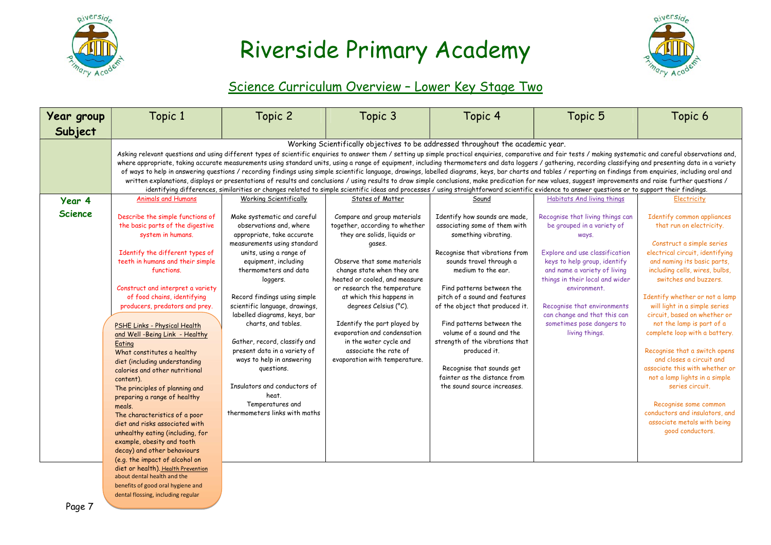# Riverside Primary Academy

## Science Curriculum Overview – Lower Key Stage Two

| Year group Subject | Topic 1 | Topic 2 | Topic 3 | Topic 4 | Topic 5 | Topic 6 |
|---|---|---|---|---|---|---|
| | Working Scientifically objectives to be addressed throughout the academic year. Asking relevant questions and using different types of scientific enquiries to answer them / setting up simple practical enquiries, comparative and fair tests / making systematic and careful observations and, where appropriate, taking accurate measurements using standard units, using a range of equipment, including thermometers and data loggers / gathering, recording classifying and presenting data in a variety of ways to help in answering questions / recording findings using simple scientific language, drawings, labelled diagrams, keys, bar charts and tables / reporting on findings from enquiries, including oral and written explanations, displays or presentations of results and conclusions / using results to draw simple conclusions, make predication for new values, suggest improvements and raise further questions / identifying differences, similarities or changes related to simple scientific ideas and processes / using straightforward scientific evidence to answer questions or to support their findings. | | | | | |
| **Year 4 Science** | Animals and Humans<br><br>Describe the simple functions of the basic parts of the digestive system in humans.<br><br>Identify the different types of teeth in humans and their simple functions.<br><br>Construct and interpret a variety of food chains, identifying producers, predators and prey.<br><br>PSHE Links - Physical Health and Well -Being Link - Healthy Eating<br>What constitutes a healthy diet (including understanding calories and other nutritional content).<br>The principles of planning and preparing a range of healthy meals.<br>The characteristics of a poor diet and risks associated with unhealthy eating (including, for example, obesity and tooth decay) and other behaviours (e.g. the impact of alcohol on diet or health). Health Prevention about dental health and the benefits of good oral hygiene and dental flossing, including regular | Working Scientifically<br><br>Make systematic and careful observations and, where appropriate, take accurate measurements using standard units, using a range of equipment, including thermometers and data loggers.<br><br>Record findings using simple scientific language, drawings, labelled diagrams, keys, bar charts, and tables.<br><br>Gather, record, classify and present data in a variety of ways to help in answering questions.<br><br>Insulators and conductors of heat.<br>Temperatures and thermometers links with maths | States of Matter<br><br>Compare and group materials together, according to whether they are solids, liquids or gases.<br><br>Observe that some materials change state when they are heated or cooled, and measure or research the temperature at which this happens in degrees Celsius (°C).<br><br>Identify the part played by evaporation and condensation in the water cycle and associate the rate of evaporation with temperature. | Sound<br><br>Identify how sounds are made, associating some of them with something vibrating.<br><br>Recognise that vibrations from sounds travel through a medium to the ear.<br><br>Find patterns between the pitch of a sound and features of the object that produced it.<br><br>Find patterns between the volume of a sound and the strength of the vibrations that produced it.<br><br>Recognise that sounds get fainter as the distance from the sound source increases. | Habitats And living things<br><br>Recognise that living things can be grouped in a variety of ways.<br><br>Explore and use classification keys to help group, identify and name a variety of living things in their local and wider environment.<br><br>Recognise that environments can change and that this can sometimes pose dangers to living things. | Electricity<br><br>Identify common appliances that run on electricity.<br><br>Construct a simple series electrical circuit, identifying and naming its basic parts, including cells, wires, bulbs, switches and buzzers.<br><br>Identify whether or not a lamp will light in a simple series circuit, based on whether or not the lamp is part of a complete loop with a battery.<br><br>Recognise that a switch opens and closes a circuit and associate this with whether or not a lamp lights in a simple series circuit.<br><br>Recognise some common conductors and insulators, and associate metals with being good conductors. |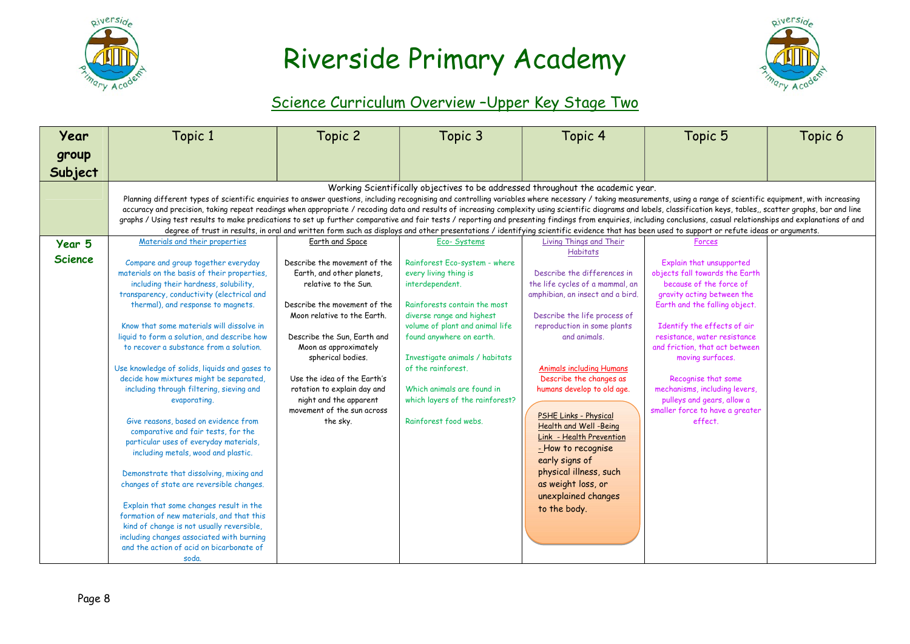# Riverside Primary Academy

## Science Curriculum Overview –Upper Key Stage Two

| Year group Subject | Topic 1 | Topic 2 | Topic 3 | Topic 4 | Topic 5 | Topic 6 |
|---|---|---|---|---|---|---|
| | Working Scientifically objectives to be addressed throughout the academic year. Planning different types of scientific enquiries to answer questions, including recognising and controlling variables where necessary / taking measurements, using a range of scientific equipment, with increasing accuracy and precision, taking repeat readings when appropriate / recoding data and results of increasing complexity using scientific diagrams and labels, classification keys, tables,, scatter graphs, bar and line graphs / Using test results to make predications to set up further comparative and fair tests / reporting and presenting findings from enquiries, including conclusions, casual relationships and explanations of and degree of trust in results, in oral and written form such as displays and other presentations / identifying scientific evidence that has been used to support or refute ideas or arguments. | | | | | |
| **Year 5 Science** | Materials and their properties<br><br>Compare and group together everyday materials on the basis of their properties, including their hardness, solubility, transparency, conductivity (electrical and thermal), and response to magnets.<br><br>Know that some materials will dissolve in liquid to form a solution, and describe how to recover a substance from a solution.<br><br>Use knowledge of solids, liquids and gases to decide how mixtures might be separated, including through filtering, sieving and evaporating.<br><br>Give reasons, based on evidence from comparative and fair tests, for the particular uses of everyday materials, including metals, wood and plastic.<br><br>Demonstrate that dissolving, mixing and changes of state are reversible changes.<br><br>Explain that some changes result in the formation of new materials, and that this kind of change is not usually reversible, including changes associated with burning and the action of acid on bicarbonate of soda. | Earth and Space<br><br>Describe the movement of the Earth, and other planets, relative to the Sun.<br><br>Describe the movement of the Moon relative to the Earth.<br><br>Describe the Sun, Earth and Moon as approximately spherical bodies.<br><br>Use the idea of the Earth's rotation to explain day and night and the apparent movement of the sun across the sky. | Eco- Systems<br><br>Rainforest Eco-system - where every living thing is interdependent.<br><br>Rainforests contain the most diverse range and highest volume of plant and animal life found anywhere on earth.<br><br>Investigate animals / habitats of the rainforest.<br><br>Which animals are found in which layers of the rainforest?<br><br>Rainforest food webs. | Living Things and Their Habitats<br><br>Describe the differences in the life cycles of a mammal, an amphibian, an insect and a bird.<br><br>Describe the life process of reproduction in some plants and animals.<br><br>Animals including Humans<br>Describe the changes as humans develop to old age.<br><br>PSHE Links - Physical Health and Well -Being Link - Health Prevention - How to recognise early signs of physical illness, such as weight loss, or unexplained changes to the body. | Forces<br><br>Explain that unsupported objects fall towards the Earth because of the force of gravity acting between the Earth and the falling object.<br><br>Identify the effects of air resistance, water resistance and friction, that act between moving surfaces.<br><br>Recognise that some mechanisms, including levers, pulleys and gears, allow a smaller force to have a greater effect. | |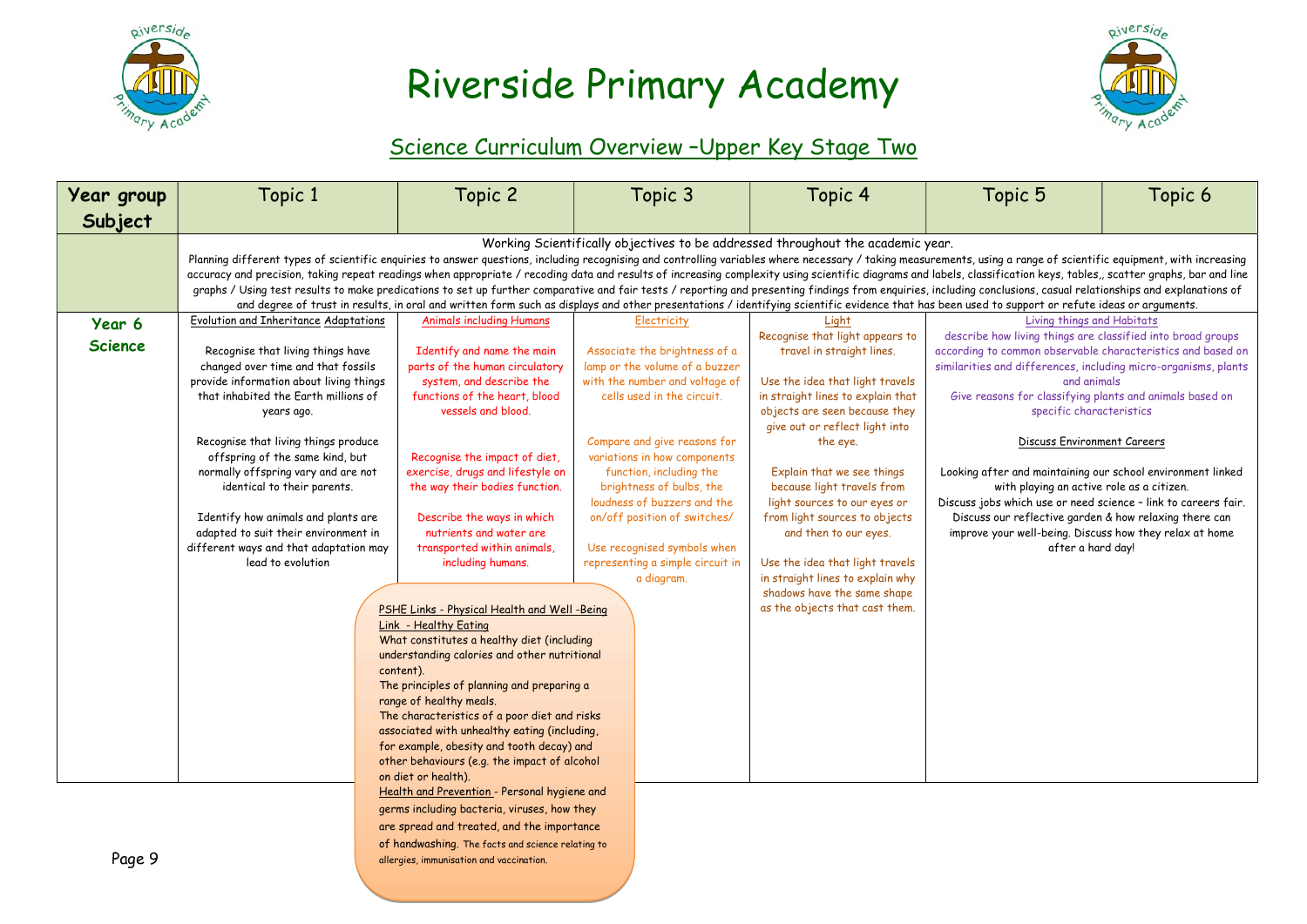# Riverside Primary Academy

## Science Curriculum Overview –Upper Key Stage Two

| Year group Subject | Topic 1 | Topic 2 | Topic 3 | Topic 4 | Topic 5 | Topic 6 |
|---|---|---|---|---|---|---|
| | Working Scientifically objectives to be addressed throughout the academic year. Planning different types of scientific enquiries to answer questions, including recognising and controlling variables where necessary / taking measurements, using a range of scientific equipment, with increasing accuracy and precision, taking repeat readings when appropriate / recoding data and results of increasing complexity using scientific diagrams and labels, classification keys, tables,, scatter graphs, bar and line graphs / Using test results to make predications to set up further comparative and fair tests / reporting and presenting findings from enquiries, including conclusions, casual relationships and explanations of and degree of trust in results, in oral and written form such as displays and other presentations / identifying scientific evidence that has been used to support or refute ideas or arguments. | | | | | |
| **Year 6 Science** | Evolution and Inheritance Adaptations<br><br>Recognise that living things have changed over time and that fossils provide information about living things that inhabited the Earth millions of years ago.<br><br>Recognise that living things produce offspring of the same kind, but normally offspring vary and are not identical to their parents.<br><br>Identify how animals and plants are adapted to suit their environment in different ways and that adaptation may lead to evolution | Animals including Humans<br><br>Identify and name the main parts of the human circulatory system, and describe the functions of the heart, blood vessels and blood.<br><br>Recognise the impact of diet, exercise, drugs and lifestyle on the way their bodies function.<br><br>Describe the ways in which nutrients and water are transported within animals, including humans. | Electricity<br><br>Associate the brightness of a lamp or the volume of a buzzer with the number and voltage of cells used in the circuit.<br><br>Compare and give reasons for variations in how components function, including the brightness of bulbs, the loudness of buzzers and the on/off position of switches/<br><br>Use recognised symbols when representing a simple circuit in a diagram. | Light<br>Recognise that light appears to travel in straight lines.<br><br>Use the idea that light travels in straight lines to explain that objects are seen because they give out or reflect light into the eye.<br><br>Explain that we see things because light travels from light sources to our eyes or from light sources to objects and then to our eyes.<br><br>Use the idea that light travels in straight lines to explain why shadows have the same shape as the objects that cast them. | Living things and Habitats<br>describe how living things are classified into broad groups according to common observable characteristics and based on similarities and differences, including micro-organisms, plants and animals<br>Give reasons for classifying plants and animals based on specific characteristics<br><br>Discuss Environment Careers<br><br>Looking after and maintaining our school environment linked with playing an active role as a citizen.<br>Discuss jobs which use or need science – link to careers fair.<br>Discuss our reflective garden & how relaxing there can improve your well-being. Discuss how they relax at home after a hard day! | |

PSHE Links - Physical Health and Well -Being Link - Healthy Eating
What constitutes a healthy diet (including understanding calories and other nutritional content).
The principles of planning and preparing a range of healthy meals.
The characteristics of a poor diet and risks associated with unhealthy eating (including, for example, obesity and tooth decay) and other behaviours (e.g. the impact of alcohol on diet or health).
Health and Prevention - Personal hygiene and germs including bacteria, viruses, how they are spread and treated, and the importance of handwashing. The facts and science relating to allergies, immunisation and vaccination.